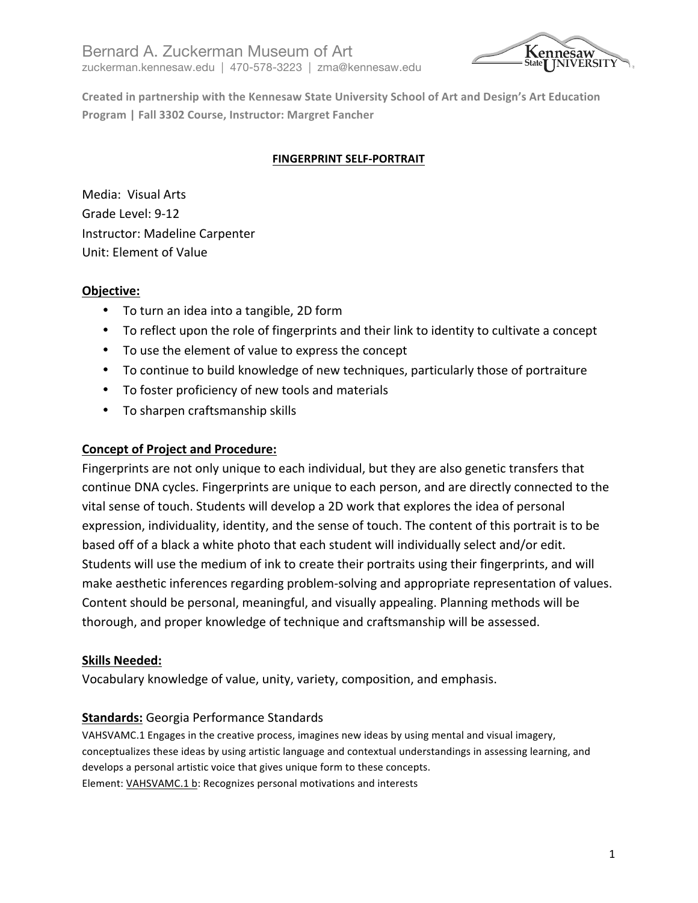Bernard A. Zuckerman Museum of Art
zuckerman.kennesaw.edu | 470-578-3223 | zma@kennesaw.edu

**Created in partnership with the Kennesaw State University School of Art and Design's Art Education Program | Fall 3302 Course, Instructor: Margret Fancher**

# FINGERPRINT SELF-PORTRAIT

Media: Visual Arts
Grade Level: 9-12
Instructor: Madeline Carpenter
Unit: Element of Value

## Objective:

- To turn an idea into a tangible, 2D form
- To reflect upon the role of fingerprints and their link to identity to cultivate a concept
- To use the element of value to express the concept
- To continue to build knowledge of new techniques, particularly those of portraiture
- To foster proficiency of new tools and materials
- To sharpen craftsmanship skills

## Concept of Project and Procedure:

Fingerprints are not only unique to each individual, but they are also genetic transfers that continue DNA cycles. Fingerprints are unique to each person, and are directly connected to the vital sense of touch. Students will develop a 2D work that explores the idea of personal expression, individuality, identity, and the sense of touch. The content of this portrait is to be based off of a black a white photo that each student will individually select and/or edit. Students will use the medium of ink to create their portraits using their fingerprints, and will make aesthetic inferences regarding problem-solving and appropriate representation of values. Content should be personal, meaningful, and visually appealing. Planning methods will be thorough, and proper knowledge of technique and craftsmanship will be assessed.

## Skills Needed:

Vocabulary knowledge of value, unity, variety, composition, and emphasis.

## Standards: Georgia Performance Standards

VAHSVAMC.1 Engages in the creative process, imagines new ideas by using mental and visual imagery, conceptualizes these ideas by using artistic language and contextual understandings in assessing learning, and develops a personal artistic voice that gives unique form to these concepts.
Element: VAHSVAMC.1 b: Recognizes personal motivations and interests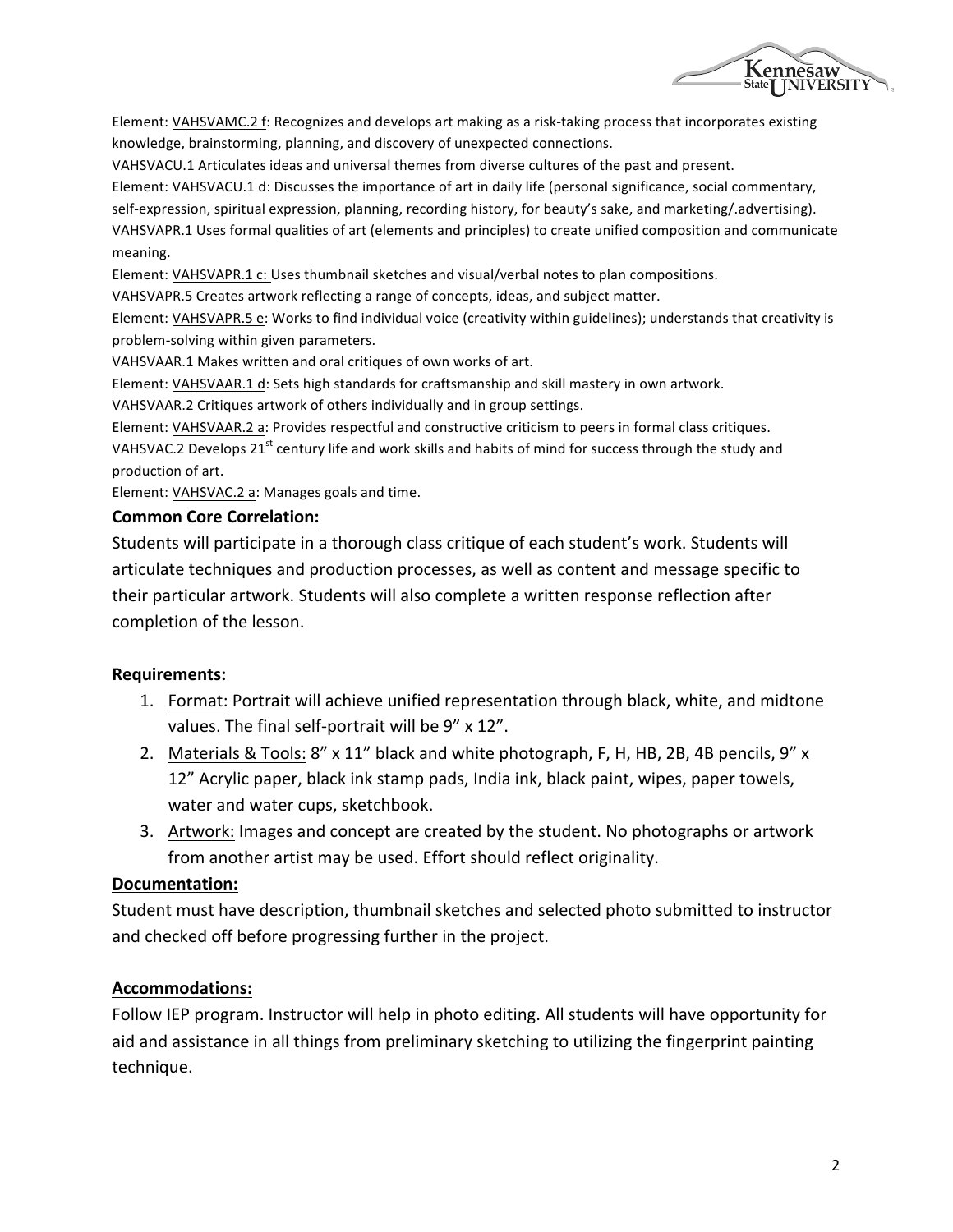Element: VAHSVAMC.2 f: Recognizes and develops art making as a risk-taking process that incorporates existing knowledge, brainstorming, planning, and discovery of unexpected connections.

VAHSVACU.1 Articulates ideas and universal themes from diverse cultures of the past and present.

Element: VAHSVACU.1 d: Discusses the importance of art in daily life (personal significance, social commentary, self-expression, spiritual expression, planning, recording history, for beauty's sake, and marketing/.advertising).

VAHSVAPR.1 Uses formal qualities of art (elements and principles) to create unified composition and communicate meaning.

Element: VAHSVAPR.1 c: Uses thumbnail sketches and visual/verbal notes to plan compositions.

VAHSVAPR.5 Creates artwork reflecting a range of concepts, ideas, and subject matter.

Element: VAHSVAPR.5 e: Works to find individual voice (creativity within guidelines); understands that creativity is problem-solving within given parameters.

VAHSVAAR.1 Makes written and oral critiques of own works of art.

Element: VAHSVAAR.1 d: Sets high standards for craftsmanship and skill mastery in own artwork.

VAHSVAAR.2 Critiques artwork of others individually and in group settings.

Element: VAHSVAAR.2 a: Provides respectful and constructive criticism to peers in formal class critiques.

VAHSVAC.2 Develops 21st century life and work skills and habits of mind for success through the study and production of art.

Element: VAHSVAC.2 a: Manages goals and time.

**Common Core Correlation:**

Students will participate in a thorough class critique of each student's work. Students will articulate techniques and production processes, as well as content and message specific to their particular artwork. Students will also complete a written response reflection after completion of the lesson.

**Requirements:**

1. Format: Portrait will achieve unified representation through black, white, and midtone values. The final self-portrait will be 9" x 12".
2. Materials & Tools: 8" x 11" black and white photograph, F, H, HB, 2B, 4B pencils, 9" x 12" Acrylic paper, black ink stamp pads, India ink, black paint, wipes, paper towels, water and water cups, sketchbook.
3. Artwork: Images and concept are created by the student. No photographs or artwork from another artist may be used. Effort should reflect originality.

**Documentation:**

Student must have description, thumbnail sketches and selected photo submitted to instructor and checked off before progressing further in the project.

**Accommodations:**

Follow IEP program. Instructor will help in photo editing. All students will have opportunity for aid and assistance in all things from preliminary sketching to utilizing the fingerprint painting technique.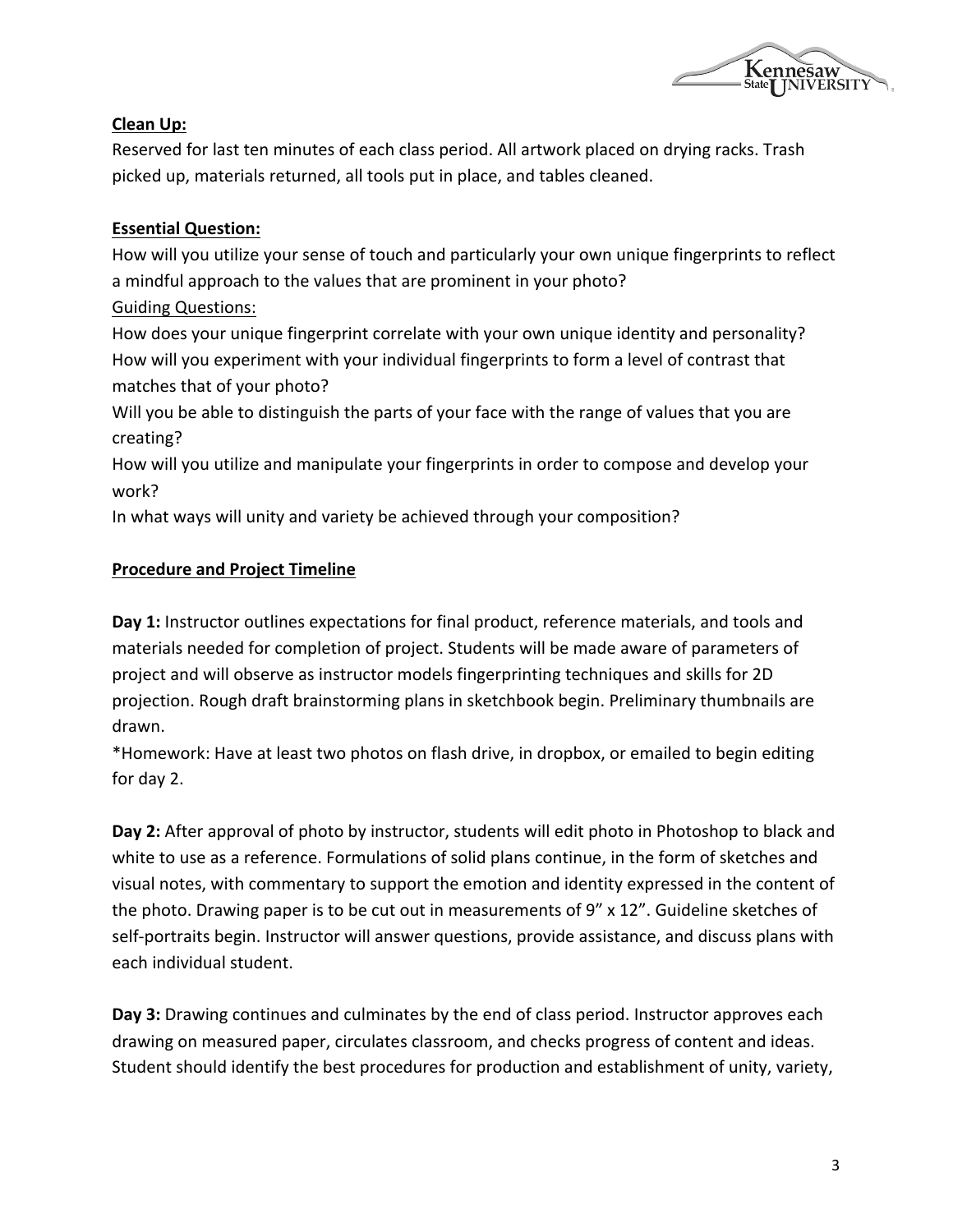**Clean Up:**

Reserved for last ten minutes of each class period. All artwork placed on drying racks. Trash picked up, materials returned, all tools put in place, and tables cleaned.

**Essential Question:**

How will you utilize your sense of touch and particularly your own unique fingerprints to reflect a mindful approach to the values that are prominent in your photo?

Guiding Questions:

How does your unique fingerprint correlate with your own unique identity and personality?
How will you experiment with your individual fingerprints to form a level of contrast that matches that of your photo?
Will you be able to distinguish the parts of your face with the range of values that you are creating?
How will you utilize and manipulate your fingerprints in order to compose and develop your work?
In what ways will unity and variety be achieved through your composition?

**Procedure and Project Timeline**

**Day 1:** Instructor outlines expectations for final product, reference materials, and tools and materials needed for completion of project. Students will be made aware of parameters of project and will observe as instructor models fingerprinting techniques and skills for 2D projection. Rough draft brainstorming plans in sketchbook begin. Preliminary thumbnails are drawn.

*Homework: Have at least two photos on flash drive, in dropbox, or emailed to begin editing for day 2.

**Day 2:** After approval of photo by instructor, students will edit photo in Photoshop to black and white to use as a reference. Formulations of solid plans continue, in the form of sketches and visual notes, with commentary to support the emotion and identity expressed in the content of the photo. Drawing paper is to be cut out in measurements of 9" x 12". Guideline sketches of self-portraits begin. Instructor will answer questions, provide assistance, and discuss plans with each individual student.

**Day 3:** Drawing continues and culminates by the end of class period. Instructor approves each drawing on measured paper, circulates classroom, and checks progress of content and ideas. Student should identify the best procedures for production and establishment of unity, variety,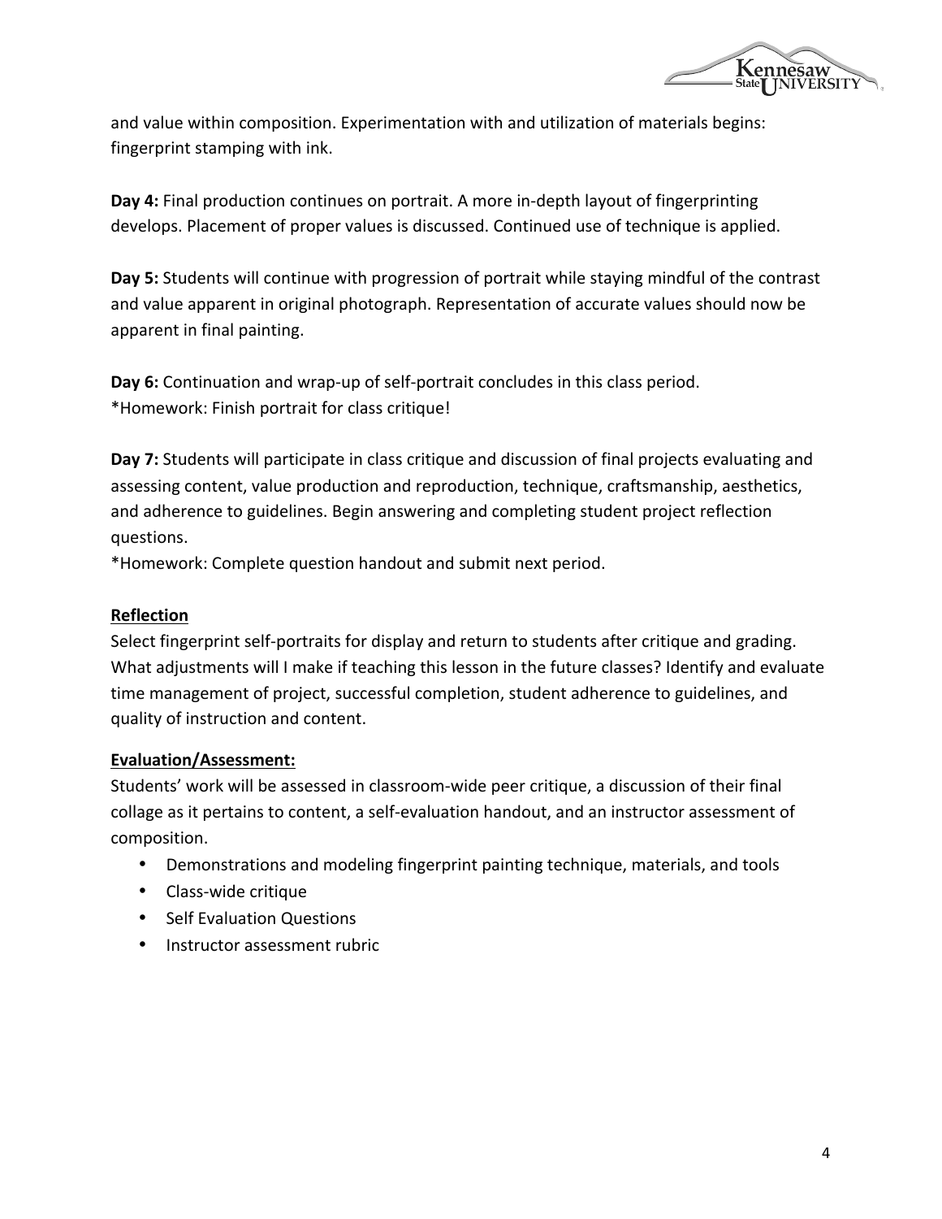and value within composition. Experimentation with and utilization of materials begins: fingerprint stamping with ink.

**Day 4:** Final production continues on portrait. A more in-depth layout of fingerprinting develops. Placement of proper values is discussed. Continued use of technique is applied.

**Day 5:** Students will continue with progression of portrait while staying mindful of the contrast and value apparent in original photograph. Representation of accurate values should now be apparent in final painting.

**Day 6:** Continuation and wrap-up of self-portrait concludes in this class period.
*Homework: Finish portrait for class critique!

**Day 7:** Students will participate in class critique and discussion of final projects evaluating and assessing content, value production and reproduction, technique, craftsmanship, aesthetics, and adherence to guidelines. Begin answering and completing student project reflection questions.
*Homework: Complete question handout and submit next period.

## Reflection

Select fingerprint self-portraits for display and return to students after critique and grading. What adjustments will I make if teaching this lesson in the future classes? Identify and evaluate time management of project, successful completion, student adherence to guidelines, and quality of instruction and content.

## Evaluation/Assessment:

Students' work will be assessed in classroom-wide peer critique, a discussion of their final collage as it pertains to content, a self-evaluation handout, and an instructor assessment of composition.

- Demonstrations and modeling fingerprint painting technique, materials, and tools
- Class-wide critique
- Self Evaluation Questions
- Instructor assessment rubric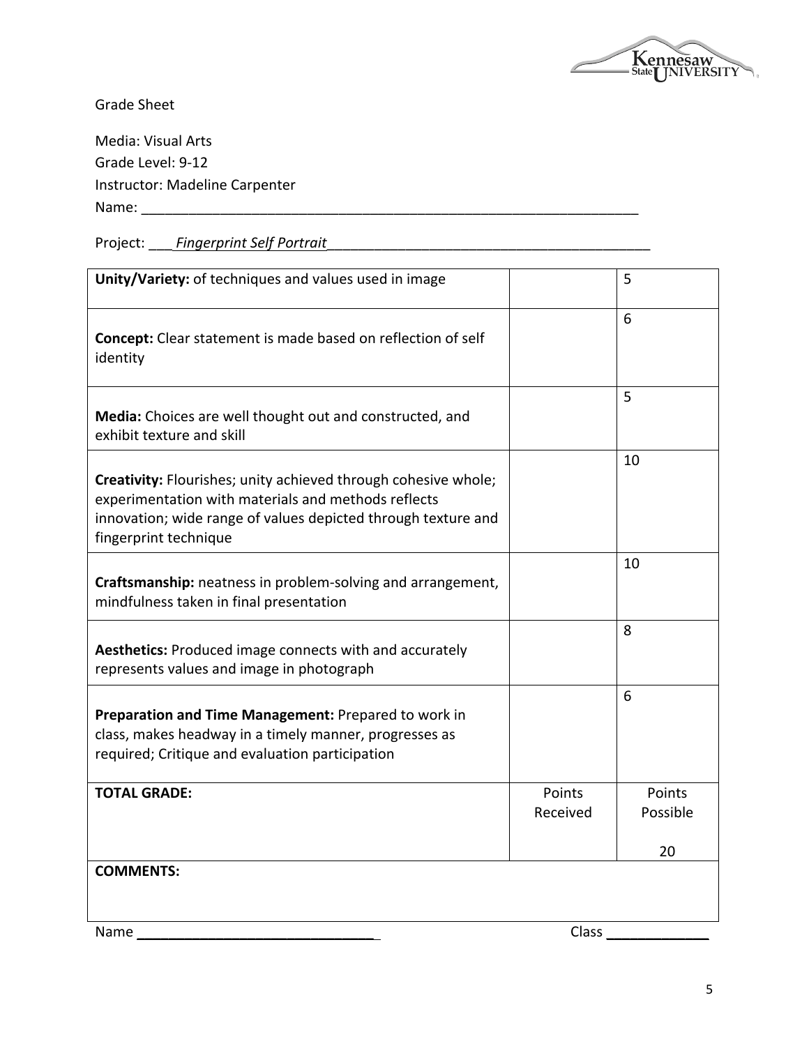Grade Sheet

Media: Visual Arts
Grade Level: 9-12
Instructor: Madeline Carpenter
Name: ______________________________________________________________

Project: ___*Fingerprint Self Portrait*________________________________________

| | | |
|---|---|---|
| **Unity/Variety:** of techniques and values used in image | | 5 |
| **Concept:** Clear statement is made based on reflection of self identity | | 6 |
| **Media:** Choices are well thought out and constructed, and exhibit texture and skill | | 5 |
| **Creativity:** Flourishes; unity achieved through cohesive whole; experimentation with materials and methods reflects innovation; wide range of values depicted through texture and fingerprint technique | | 10 |
| **Craftsmanship:** neatness in problem-solving and arrangement, mindfulness taken in final presentation | | 10 |
| **Aesthetics:** Produced image connects with and accurately represents values and image in photograph | | 8 |
| **Preparation and Time Management:** Prepared to work in class, makes headway in a timely manner, progresses as required; Critique and evaluation participation | | 6 |
| **TOTAL GRADE:** | Points Received | Points Possible 20 |
| **COMMENTS:** | | |

Name ______________________________ Class _____________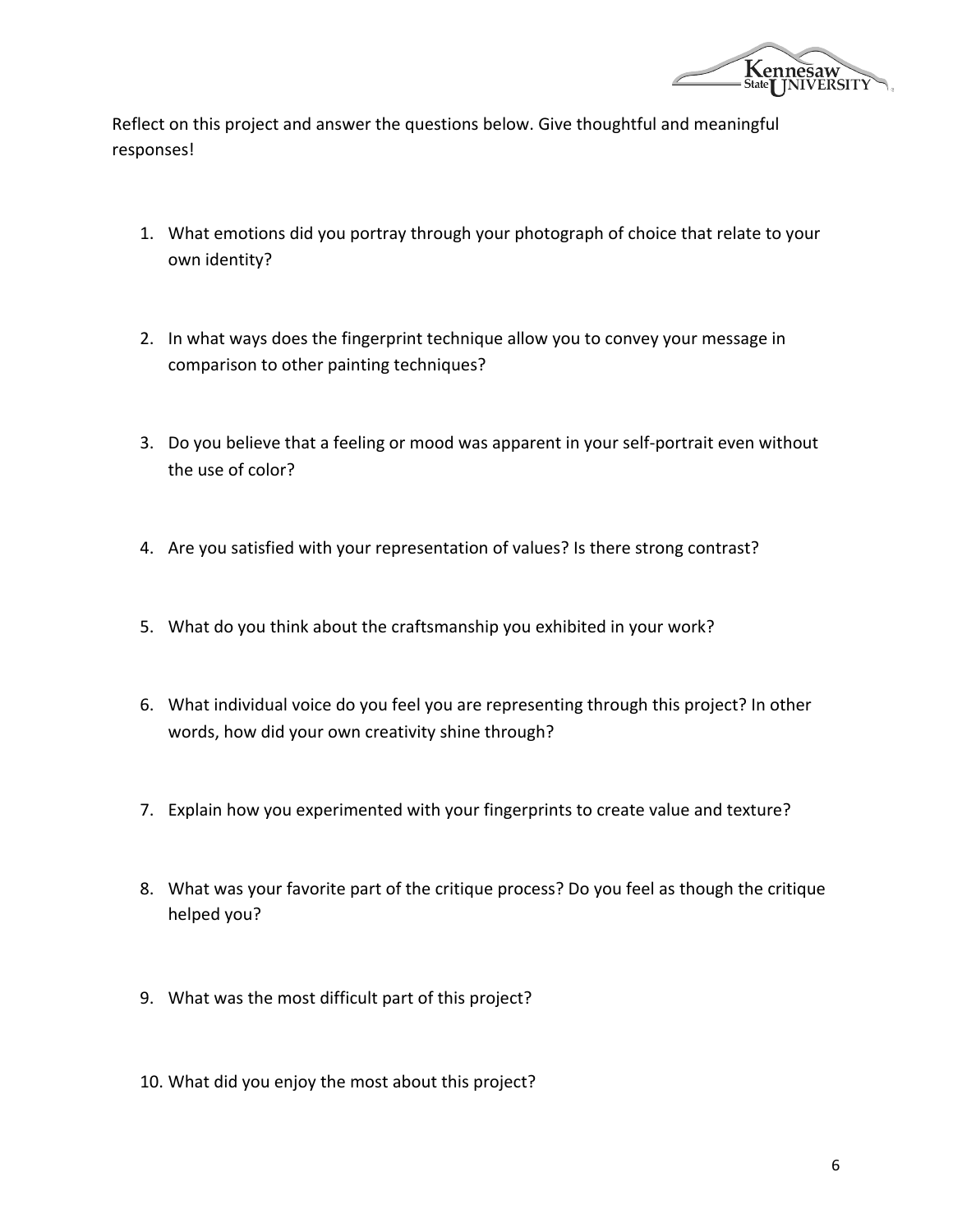Reflect on this project and answer the questions below. Give thoughtful and meaningful responses!

1. What emotions did you portray through your photograph of choice that relate to your own identity?

2. In what ways does the fingerprint technique allow you to convey your message in comparison to other painting techniques?

3. Do you believe that a feeling or mood was apparent in your self-portrait even without the use of color?

4. Are you satisfied with your representation of values? Is there strong contrast?

5. What do you think about the craftsmanship you exhibited in your work?

6. What individual voice do you feel you are representing through this project? In other words, how did your own creativity shine through?

7. Explain how you experimented with your fingerprints to create value and texture?

8. What was your favorite part of the critique process? Do you feel as though the critique helped you?

9. What was the most difficult part of this project?

10. What did you enjoy the most about this project?